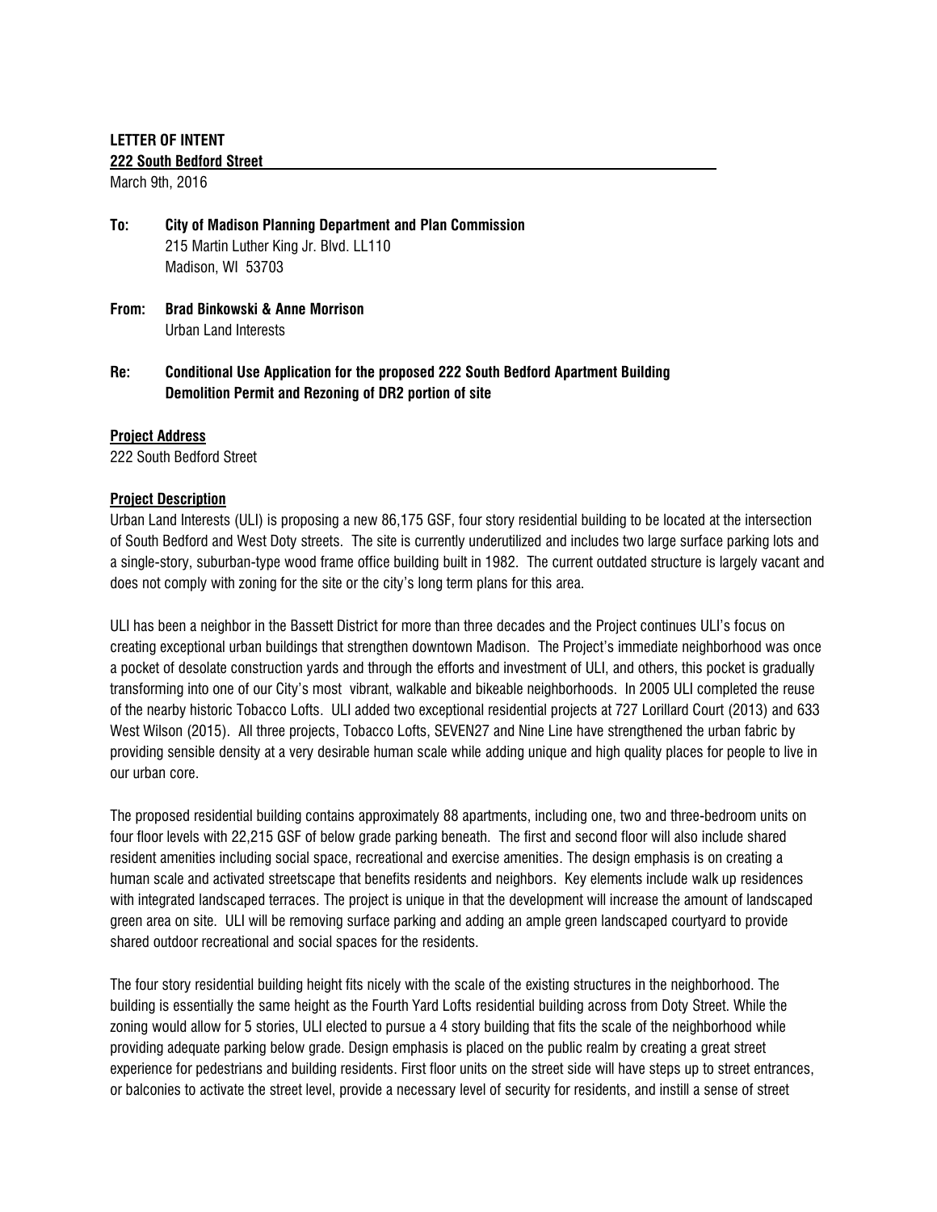**LETTER OF INTENT**

**222 South Bedford Street**

March 9th, 2016

**To:** **City of Madison Planning Department and Plan Commission**
215 Martin Luther King Jr. Blvd. LL110
Madison, WI 53703

**From:** **Brad Binkowski & Anne Morrison**
Urban Land Interests

**Re:** **Conditional Use Application for the proposed 222 South Bedford Apartment Building**
**Demolition Permit and Rezoning of DR2 portion of site**

**Project Address**

222 South Bedford Street

**Project Description**

Urban Land Interests (ULI) is proposing a new 86,175 GSF, four story residential building to be located at the intersection of South Bedford and West Doty streets. The site is currently underutilized and includes two large surface parking lots and a single-story, suburban-type wood frame office building built in 1982. The current outdated structure is largely vacant and does not comply with zoning for the site or the city's long term plans for this area.

ULI has been a neighbor in the Bassett District for more than three decades and the Project continues ULI's focus on creating exceptional urban buildings that strengthen downtown Madison. The Project's immediate neighborhood was once a pocket of desolate construction yards and through the efforts and investment of ULI, and others, this pocket is gradually transforming into one of our City's most vibrant, walkable and bikeable neighborhoods. In 2005 ULI completed the reuse of the nearby historic Tobacco Lofts. ULI added two exceptional residential projects at 727 Lorillard Court (2013) and 633 West Wilson (2015). All three projects, Tobacco Lofts, SEVEN27 and Nine Line have strengthened the urban fabric by providing sensible density at a very desirable human scale while adding unique and high quality places for people to live in our urban core.

The proposed residential building contains approximately 88 apartments, including one, two and three-bedroom units on four floor levels with 22,215 GSF of below grade parking beneath. The first and second floor will also include shared resident amenities including social space, recreational and exercise amenities. The design emphasis is on creating a human scale and activated streetscape that benefits residents and neighbors. Key elements include walk up residences with integrated landscaped terraces. The project is unique in that the development will increase the amount of landscaped green area on site. ULI will be removing surface parking and adding an ample green landscaped courtyard to provide shared outdoor recreational and social spaces for the residents.

The four story residential building height fits nicely with the scale of the existing structures in the neighborhood. The building is essentially the same height as the Fourth Yard Lofts residential building across from Doty Street. While the zoning would allow for 5 stories, ULI elected to pursue a 4 story building that fits the scale of the neighborhood while providing adequate parking below grade. Design emphasis is placed on the public realm by creating a great street experience for pedestrians and building residents. First floor units on the street side will have steps up to street entrances, or balconies to activate the street level, provide a necessary level of security for residents, and instill a sense of street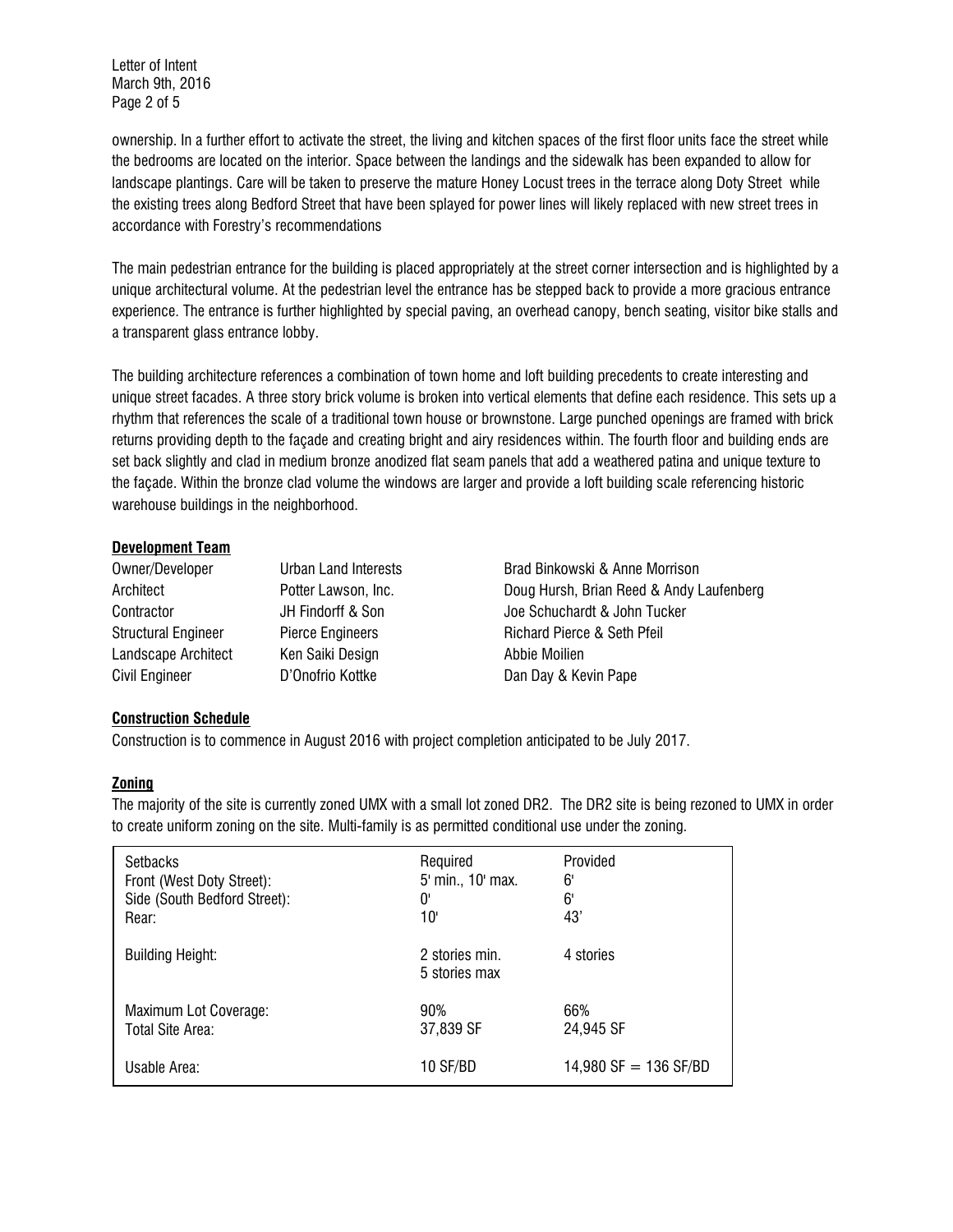ownership. In a further effort to activate the street, the living and kitchen spaces of the first floor units face the street while the bedrooms are located on the interior. Space between the landings and the sidewalk has been expanded to allow for landscape plantings. Care will be taken to preserve the mature Honey Locust trees in the terrace along Doty Street while the existing trees along Bedford Street that have been splayed for power lines will likely replaced with new street trees in accordance with Forestry's recommendations

The main pedestrian entrance for the building is placed appropriately at the street corner intersection and is highlighted by a unique architectural volume. At the pedestrian level the entrance has be stepped back to provide a more gracious entrance experience. The entrance is further highlighted by special paving, an overhead canopy, bench seating, visitor bike stalls and a transparent glass entrance lobby.

The building architecture references a combination of town home and loft building precedents to create interesting and unique street facades. A three story brick volume is broken into vertical elements that define each residence. This sets up a rhythm that references the scale of a traditional town house or brownstone. Large punched openings are framed with brick returns providing depth to the façade and creating bright and airy residences within. The fourth floor and building ends are set back slightly and clad in medium bronze anodized flat seam panels that add a weathered patina and unique texture to the façade. Within the bronze clad volume the windows are larger and provide a loft building scale referencing historic warehouse buildings in the neighborhood.

**Development Team**

| | | |
|---|---|---|
| Owner/Developer | Urban Land Interests | Brad Binkowski & Anne Morrison |
| Architect | Potter Lawson, Inc. | Doug Hursh, Brian Reed & Andy Laufenberg |
| Contractor | JH Findorff & Son | Joe Schuchardt & John Tucker |
| Structural Engineer | Pierce Engineers | Richard Pierce & Seth Pfeil |
| Landscape Architect | Ken Saiki Design | Abbie Moilien |
| Civil Engineer | D'Onofrio Kottke | Dan Day & Kevin Pape |

**Construction Schedule**

Construction is to commence in August 2016 with project completion anticipated to be July 2017.

**Zoning**

The majority of the site is currently zoned UMX with a small lot zoned DR2. The DR2 site is being rezoned to UMX in order to create uniform zoning on the site. Multi-family is as permitted conditional use under the zoning.

| Setbacks | Required | Provided |
|---|---|---|
| Front (West Doty Street): | 5' min., 10' max. | 6' |
| Side (South Bedford Street): | 0' | 6' |
| Rear: | 10' | 43' |
| Building Height: | 2 stories min. 5 stories max | 4 stories |
| Maximum Lot Coverage: | 90% | 66% |
| Total Site Area: | 37,839 SF | 24,945 SF |
| Usable Area: | 10 SF/BD | 14,980 SF = 136 SF/BD |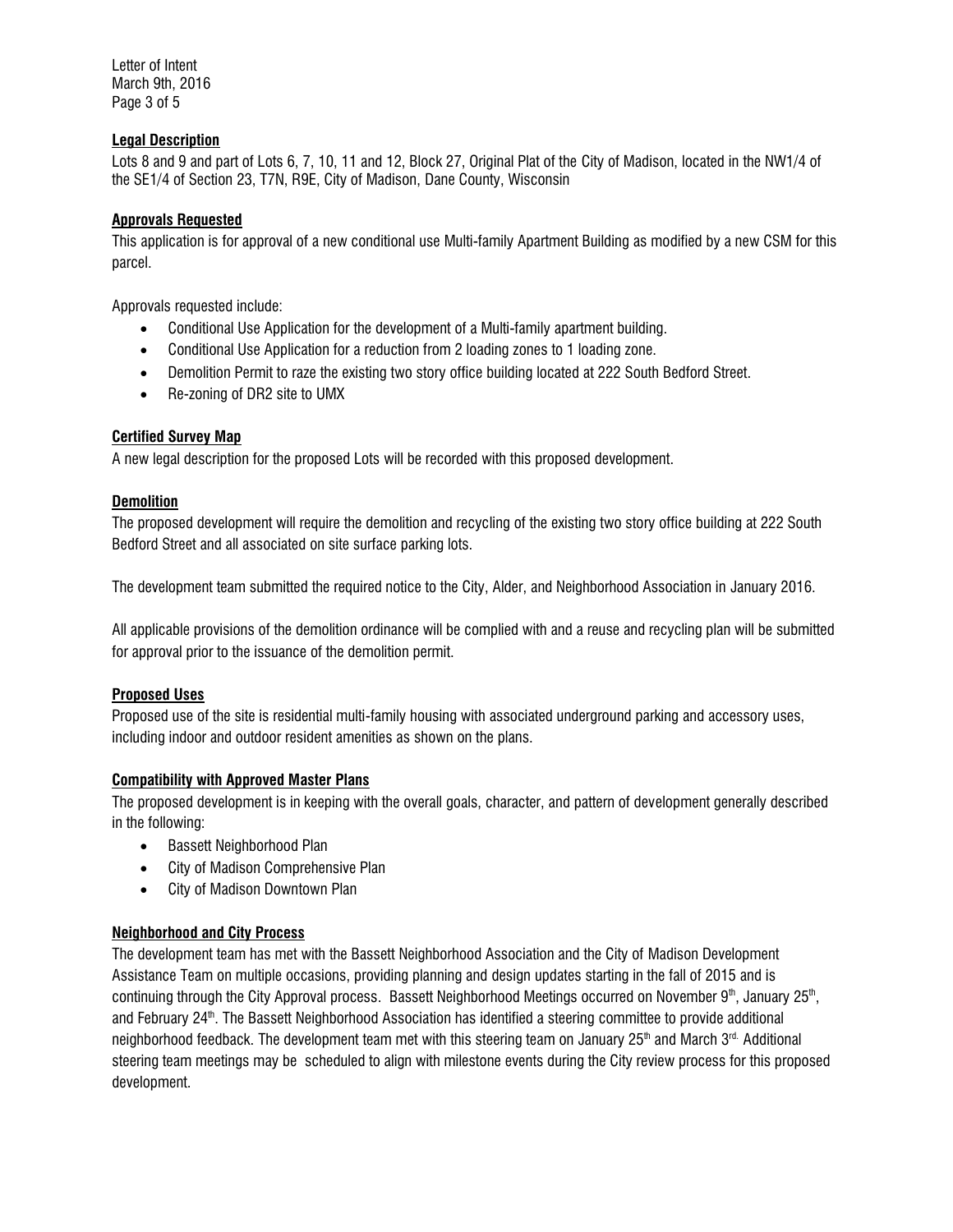## Legal Description

Lots 8 and 9 and part of Lots 6, 7, 10, 11 and 12, Block 27, Original Plat of the City of Madison, located in the NW1/4 of the SE1/4 of Section 23, T7N, R9E, City of Madison, Dane County, Wisconsin

## Approvals Requested

This application is for approval of a new conditional use Multi-family Apartment Building as modified by a new CSM for this parcel.

Approvals requested include:

- Conditional Use Application for the development of a Multi-family apartment building.
- Conditional Use Application for a reduction from 2 loading zones to 1 loading zone.
- Demolition Permit to raze the existing two story office building located at 222 South Bedford Street.
- Re-zoning of DR2 site to UMX

## Certified Survey Map

A new legal description for the proposed Lots will be recorded with this proposed development.

## Demolition

The proposed development will require the demolition and recycling of the existing two story office building at 222 South Bedford Street and all associated on site surface parking lots.

The development team submitted the required notice to the City, Alder, and Neighborhood Association in January 2016.

All applicable provisions of the demolition ordinance will be complied with and a reuse and recycling plan will be submitted for approval prior to the issuance of the demolition permit.

## Proposed Uses

Proposed use of the site is residential multi-family housing with associated underground parking and accessory uses, including indoor and outdoor resident amenities as shown on the plans.

## Compatibility with Approved Master Plans

The proposed development is in keeping with the overall goals, character, and pattern of development generally described in the following:

- Bassett Neighborhood Plan
- City of Madison Comprehensive Plan
- City of Madison Downtown Plan

## Neighborhood and City Process

The development team has met with the Bassett Neighborhood Association and the City of Madison Development Assistance Team on multiple occasions, providing planning and design updates starting in the fall of 2015 and is continuing through the City Approval process. Bassett Neighborhood Meetings occurred on November 9th, January 25th, and February 24th. The Bassett Neighborhood Association has identified a steering committee to provide additional neighborhood feedback. The development team met with this steering team on January 25th and March 3rd. Additional steering team meetings may be scheduled to align with milestone events during the City review process for this proposed development.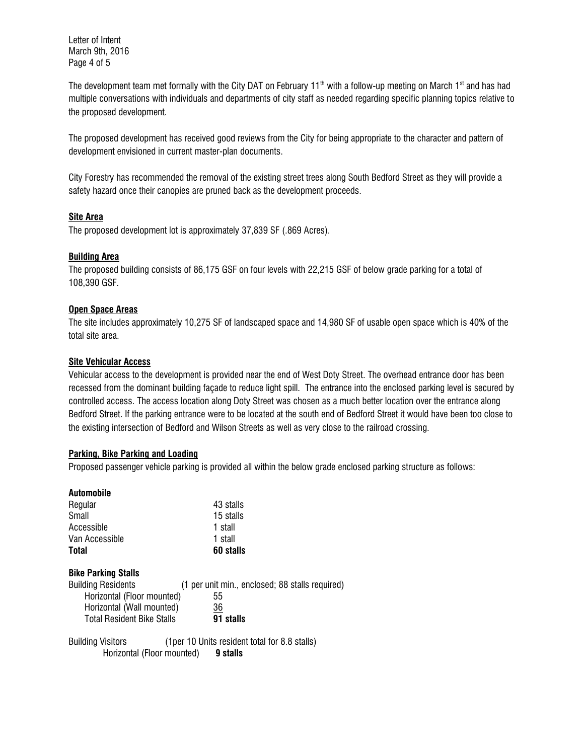The development team met formally with the City DAT on February 11th with a follow-up meeting on March 1st and has had multiple conversations with individuals and departments of city staff as needed regarding specific planning topics relative to the proposed development.

The proposed development has received good reviews from the City for being appropriate to the character and pattern of development envisioned in current master-plan documents.

City Forestry has recommended the removal of the existing street trees along South Bedford Street as they will provide a safety hazard once their canopies are pruned back as the development proceeds.

**Site Area**

The proposed development lot is approximately 37,839 SF (.869 Acres).

**Building Area**

The proposed building consists of 86,175 GSF on four levels with 22,215 GSF of below grade parking for a total of 108,390 GSF.

**Open Space Areas**

The site includes approximately 10,275 SF of landscaped space and 14,980 SF of usable open space which is 40% of the total site area.

**Site Vehicular Access**

Vehicular access to the development is provided near the end of West Doty Street. The overhead entrance door has been recessed from the dominant building façade to reduce light spill. The entrance into the enclosed parking level is secured by controlled access. The access location along Doty Street was chosen as a much better location over the entrance along Bedford Street. If the parking entrance were to be located at the south end of Bedford Street it would have been too close to the existing intersection of Bedford and Wilson Streets as well as very close to the railroad crossing.

**Parking, Bike Parking and Loading**

Proposed passenger vehicle parking is provided all within the below grade enclosed parking structure as follows:

**Automobile**

| | |
|---|---|
| Regular | 43 stalls |
| Small | 15 stalls |
| Accessible | 1 stall |
| Van Accessible | 1 stall |
| **Total** | **60 stalls** |

**Bike Parking Stalls**

Building Residents (1 per unit min., enclosed; 88 stalls required)

| | |
|---|---|
| Horizontal (Floor mounted) | 55 |
| Horizontal (Wall mounted) | 36 |
| Total Resident Bike Stalls | **91 stalls** |

Building Visitors (1per 10 Units resident total for 8.8 stalls)

| | |
|---|---|
| Horizontal (Floor mounted) | **9 stalls** |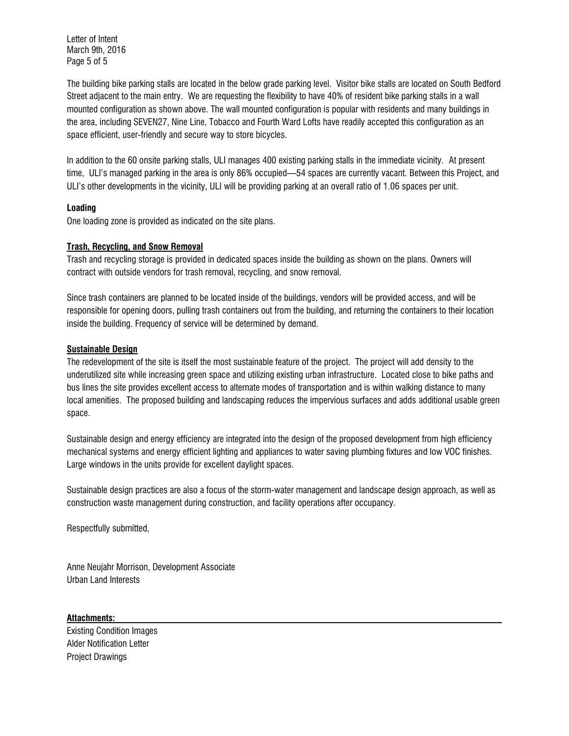The building bike parking stalls are located in the below grade parking level. Visitor bike stalls are located on South Bedford Street adjacent to the main entry. We are requesting the flexibility to have 40% of resident bike parking stalls in a wall mounted configuration as shown above. The wall mounted configuration is popular with residents and many buildings in the area, including SEVEN27, Nine Line, Tobacco and Fourth Ward Lofts have readily accepted this configuration as an space efficient, user-friendly and secure way to store bicycles.

In addition to the 60 onsite parking stalls, ULI manages 400 existing parking stalls in the immediate vicinity. At present time, ULI's managed parking in the area is only 86% occupied—54 spaces are currently vacant. Between this Project, and ULI's other developments in the vicinity, ULI will be providing parking at an overall ratio of 1.06 spaces per unit.

**Loading**

One loading zone is provided as indicated on the site plans.

**Trash, Recycling, and Snow Removal**

Trash and recycling storage is provided in dedicated spaces inside the building as shown on the plans. Owners will contract with outside vendors for trash removal, recycling, and snow removal.

Since trash containers are planned to be located inside of the buildings, vendors will be provided access, and will be responsible for opening doors, pulling trash containers out from the building, and returning the containers to their location inside the building. Frequency of service will be determined by demand.

**Sustainable Design**

The redevelopment of the site is itself the most sustainable feature of the project. The project will add density to the underutilized site while increasing green space and utilizing existing urban infrastructure. Located close to bike paths and bus lines the site provides excellent access to alternate modes of transportation and is within walking distance to many local amenities. The proposed building and landscaping reduces the impervious surfaces and adds additional usable green space.

Sustainable design and energy efficiency are integrated into the design of the proposed development from high efficiency mechanical systems and energy efficient lighting and appliances to water saving plumbing fixtures and low VOC finishes. Large windows in the units provide for excellent daylight spaces.

Sustainable design practices are also a focus of the storm-water management and landscape design approach, as well as construction waste management during construction, and facility operations after occupancy.

Respectfully submitted,

Anne Neujahr Morrison, Development Associate
Urban Land Interests

**Attachments:**

Existing Condition Images
Alder Notification Letter
Project Drawings